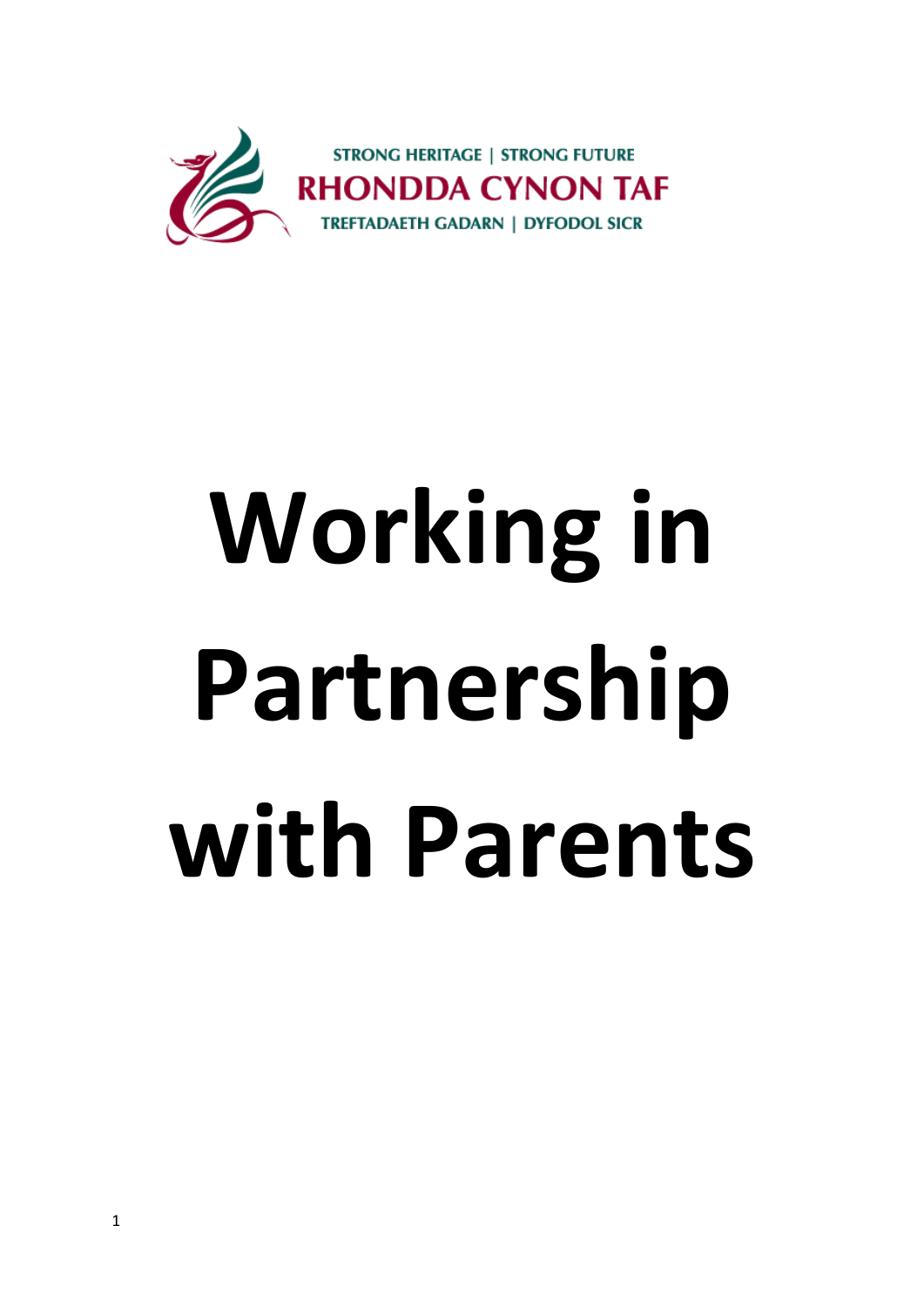STRONG HERITAGE | STRONG FUTURE

RHONDDA CYNON TAF

TREFTADAETH GADARN | DYFODOL SICR

# Working in Partnership with Parents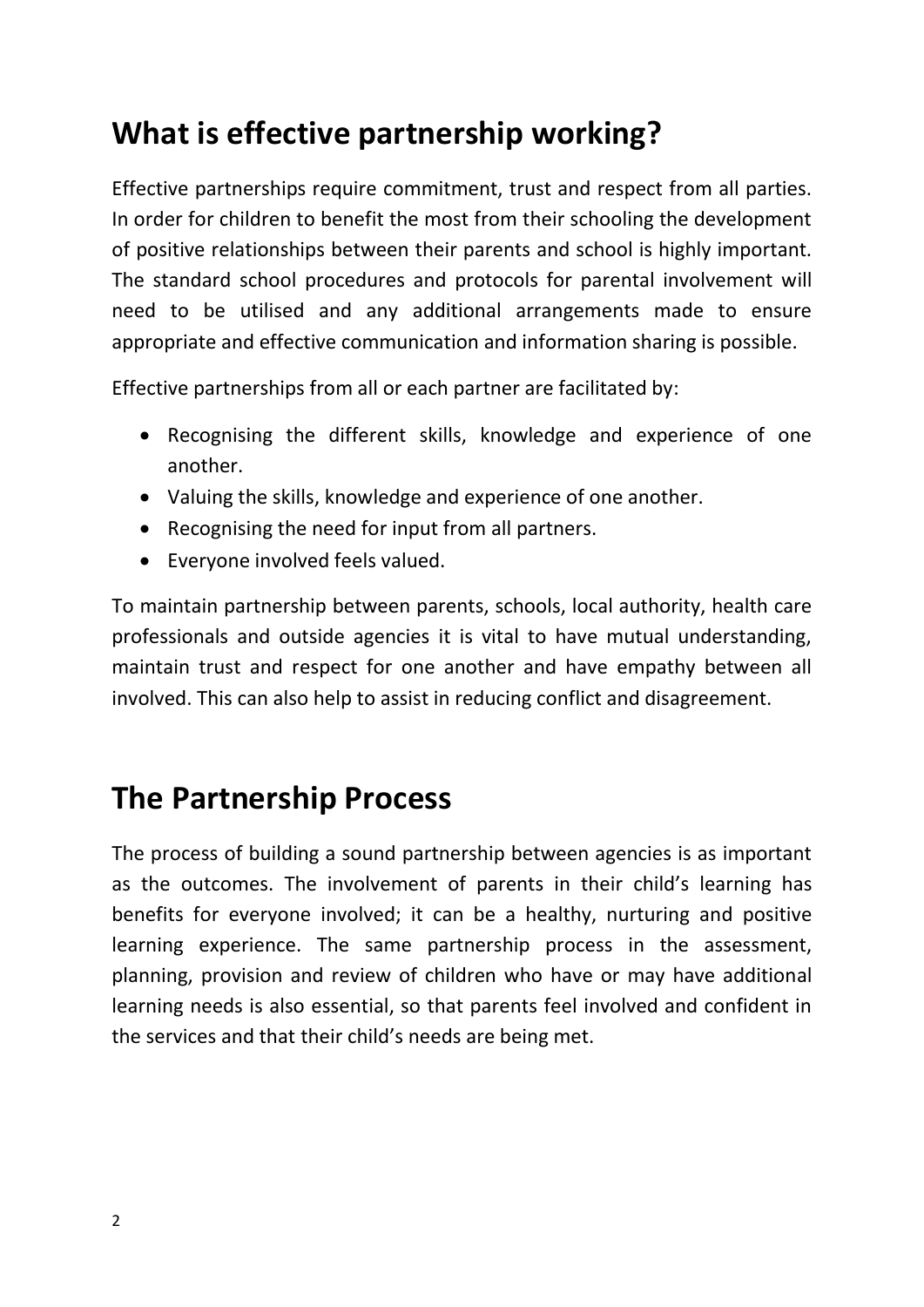## What is effective partnership working?

Effective partnerships require commitment, trust and respect from all parties. In order for children to benefit the most from their schooling the development of positive relationships between their parents and school is highly important. The standard school procedures and protocols for parental involvement will need to be utilised and any additional arrangements made to ensure appropriate and effective communication and information sharing is possible.

Effective partnerships from all or each partner are facilitated by:

- Recognising the different skills, knowledge and experience of one another.
- Valuing the skills, knowledge and experience of one another.
- Recognising the need for input from all partners.
- Everyone involved feels valued.

To maintain partnership between parents, schools, local authority, health care professionals and outside agencies it is vital to have mutual understanding, maintain trust and respect for one another and have empathy between all involved. This can also help to assist in reducing conflict and disagreement.

## The Partnership Process

The process of building a sound partnership between agencies is as important as the outcomes. The involvement of parents in their child's learning has benefits for everyone involved; it can be a healthy, nurturing and positive learning experience. The same partnership process in the assessment, planning, provision and review of children who have or may have additional learning needs is also essential, so that parents feel involved and confident in the services and that their child's needs are being met.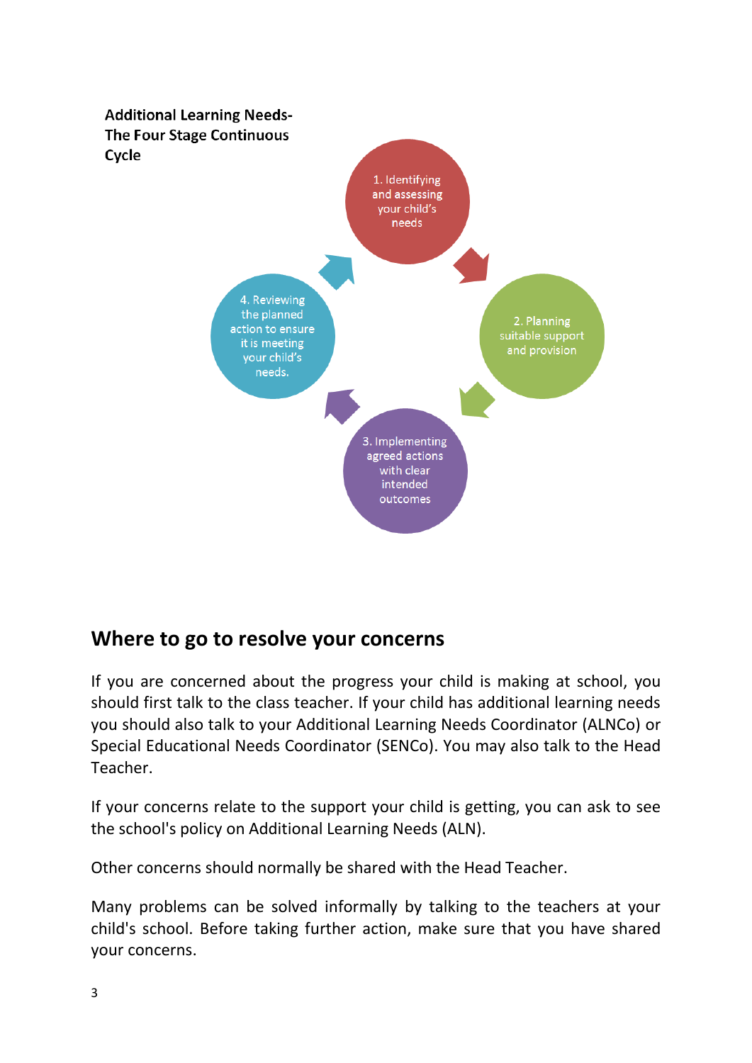**Additional Learning Needs- The Four Stage Continuous Cycle**

1. Identifying and assessing your child's needs

2. Planning suitable support and provision

3. Implementing agreed actions with clear intended outcomes

4. Reviewing the planned action to ensure it is meeting your child's needs.

## Where to go to resolve your concerns

If you are concerned about the progress your child is making at school, you should first talk to the class teacher. If your child has additional learning needs you should also talk to your Additional Learning Needs Coordinator (ALNCo) or Special Educational Needs Coordinator (SENCo). You may also talk to the Head Teacher.

If your concerns relate to the support your child is getting, you can ask to see the school's policy on Additional Learning Needs (ALN).

Other concerns should normally be shared with the Head Teacher.

Many problems can be solved informally by talking to the teachers at your child's school. Before taking further action, make sure that you have shared your concerns.